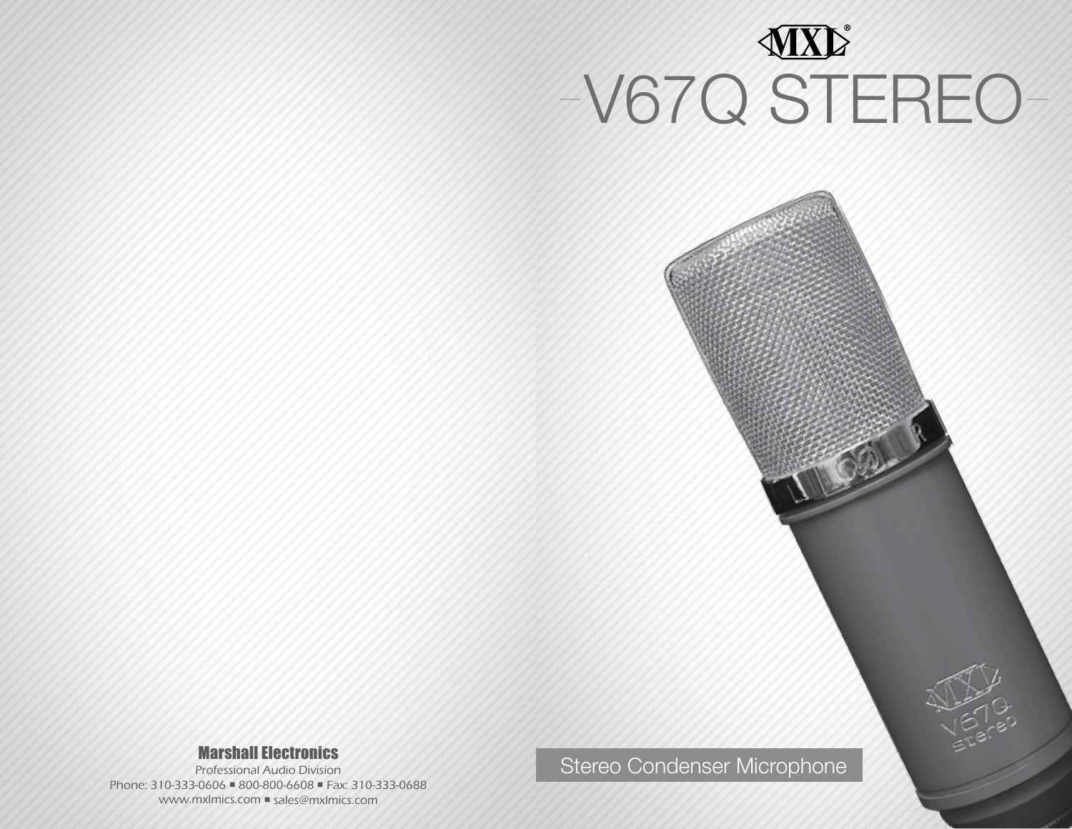MXL®

# V67Q STEREO

Stereo Condenser Microphone

**Marshall Electronics**

*Professional Audio Division*

Phone: 310-333-0606 ▪ 800-800-6608 ▪ Fax: 310-333-0688

www.mxlmics.com ▪ sales@mxlmics.com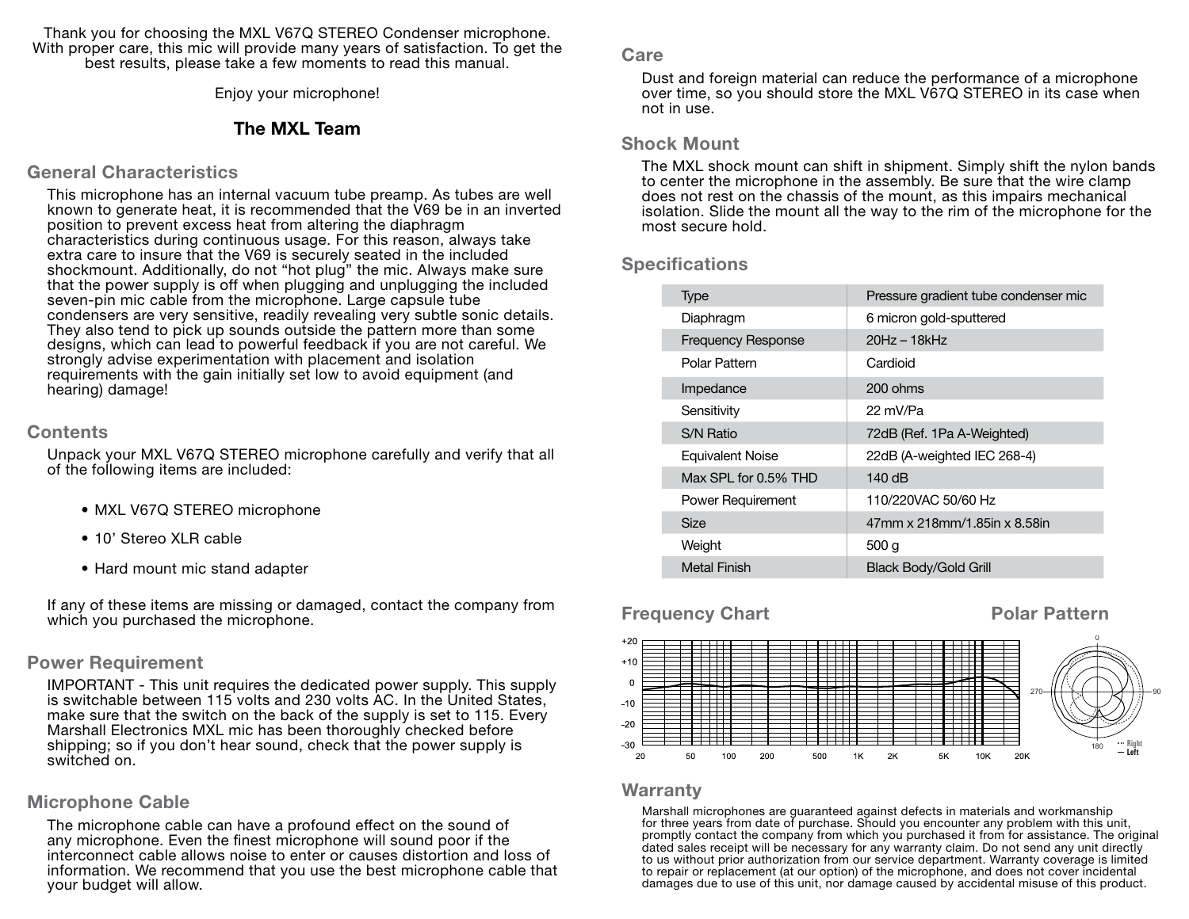Thank you for choosing the MXL V67Q STEREO Condenser microphone. With proper care, this mic will provide many years of satisfaction. To get the best results, please take a few moments to read this manual.

Enjoy your microphone!

**The MXL Team**

## General Characteristics

This microphone has an internal vacuum tube preamp. As tubes are well known to generate heat, it is recommended that the V69 be in an inverted position to prevent excess heat from altering the diaphragm characteristics during continuous usage. For this reason, always take extra care to insure that the V69 is securely seated in the included shockmount. Additionally, do not "hot plug" the mic. Always make sure that the power supply is off when plugging and unplugging the included seven-pin mic cable from the microphone. Large capsule tube condensers are very sensitive, readily revealing very subtle sonic details. They also tend to pick up sounds outside the pattern more than some designs, which can lead to powerful feedback if you are not careful. We strongly advise experimentation with placement and isolation requirements with the gain initially set low to avoid equipment (and hearing) damage!

## Contents

Unpack your MXL V67Q STEREO microphone carefully and verify that all of the following items are included:

- MXL V67Q STEREO microphone
- 10' Stereo XLR cable
- Hard mount mic stand adapter

If any of these items are missing or damaged, contact the company from which you purchased the microphone.

## Power Requirement

IMPORTANT - This unit requires the dedicated power supply. This supply is switchable between 115 volts and 230 volts AC. In the United States, make sure that the switch on the back of the supply is set to 115. Every Marshall Electronics MXL mic has been thoroughly checked before shipping; so if you don't hear sound, check that the power supply is switched on.

## Microphone Cable

The microphone cable can have a profound effect on the sound of any microphone. Even the finest microphone will sound poor if the interconnect cable allows noise to enter or causes distortion and loss of information. We recommend that you use the best microphone cable that your budget will allow.

## Care

Dust and foreign material can reduce the performance of a microphone over time, so you should store the MXL V67Q STEREO in its case when not in use.

## Shock Mount

The MXL shock mount can shift in shipment. Simply shift the nylon bands to center the microphone in the assembly. Be sure that the wire clamp does not rest on the chassis of the mount, as this impairs mechanical isolation. Slide the mount all the way to the rim of the microphone for the most secure hold.

## Specifications

| | |
|---|---|
| Type | Pressure gradient tube condenser mic |
| Diaphragm | 6 micron gold-sputtered |
| Frequency Response | 20Hz – 18kHz |
| Polar Pattern | Cardioid |
| Impedance | 200 ohms |
| Sensitivity | 22 mV/Pa |
| S/N Ratio | 72dB (Ref. 1Pa A-Weighted) |
| Equivalent Noise | 22dB (A-weighted IEC 268-4) |
| Max SPL for 0.5% THD | 140 dB |
| Power Requirement | 110/220VAC 50/60 Hz |
| Size | 47mm x 218mm/1.85in x 8.58in |
| Weight | 500 g |
| Metal Finish | Black Body/Gold Grill |

## Frequency Chart

+20
+10
0
-10
-20
-30
20 50 100 200 500 1K 2K 5K 10K 20K

## Polar Pattern

0
90
180
270
Right
Left

## Warranty

Marshall microphones are guaranteed against defects in materials and workmanship for three years from date of purchase. Should you encounter any problem with this unit, promptly contact the company from which you purchased it from for assistance. The original dated sales receipt will be necessary for any warranty claim. Do not send any unit directly to us without prior authorization from our service department. Warranty coverage is limited to repair or replacement (at our option) of the microphone, and does not cover incidental damages due to use of this unit, nor damage caused by accidental misuse of this product.